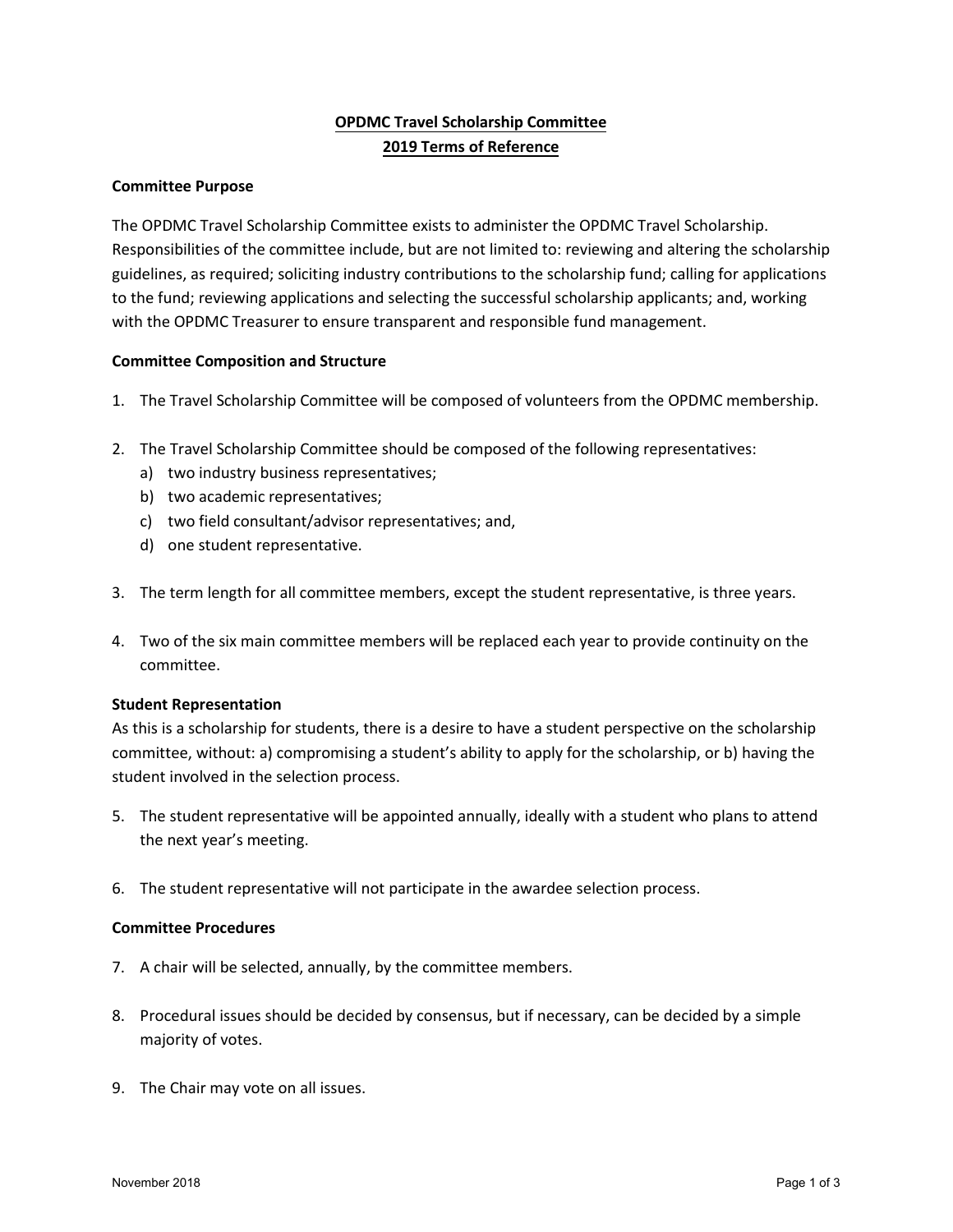# OPDMC Travel Scholarship Committee
# 2019 Terms of Reference

**Committee Purpose**

The OPDMC Travel Scholarship Committee exists to administer the OPDMC Travel Scholarship. Responsibilities of the committee include, but are not limited to: reviewing and altering the scholarship guidelines, as required; soliciting industry contributions to the scholarship fund; calling for applications to the fund; reviewing applications and selecting the successful scholarship applicants; and, working with the OPDMC Treasurer to ensure transparent and responsible fund management.

**Committee Composition and Structure**

1. The Travel Scholarship Committee will be composed of volunteers from the OPDMC membership.

2. The Travel Scholarship Committee should be composed of the following representatives:
   a) two industry business representatives;
   b) two academic representatives;
   c) two field consultant/advisor representatives; and,
   d) one student representative.

3. The term length for all committee members, except the student representative, is three years.

4. Two of the six main committee members will be replaced each year to provide continuity on the committee.

**Student Representation**

As this is a scholarship for students, there is a desire to have a student perspective on the scholarship committee, without: a) compromising a student's ability to apply for the scholarship, or b) having the student involved in the selection process.

5. The student representative will be appointed annually, ideally with a student who plans to attend the next year's meeting.

6. The student representative will not participate in the awardee selection process.

**Committee Procedures**

7. A chair will be selected, annually, by the committee members.

8. Procedural issues should be decided by consensus, but if necessary, can be decided by a simple majority of votes.

9. The Chair may vote on all issues.

November 2018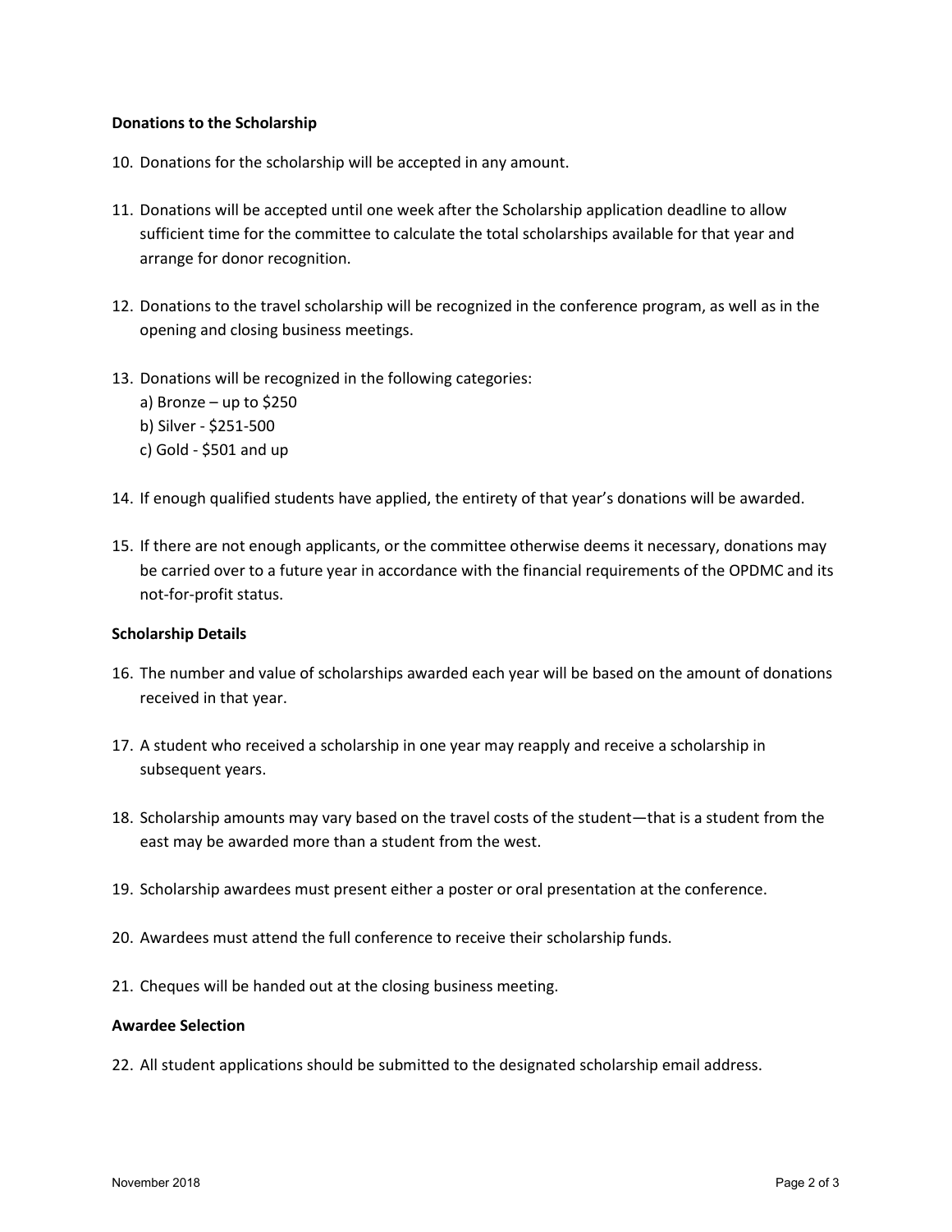**Donations to the Scholarship**

10. Donations for the scholarship will be accepted in any amount.

11. Donations will be accepted until one week after the Scholarship application deadline to allow sufficient time for the committee to calculate the total scholarships available for that year and arrange for donor recognition.

12. Donations to the travel scholarship will be recognized in the conference program, as well as in the opening and closing business meetings.

13. Donations will be recognized in the following categories:
    a) Bronze – up to $250
    b) Silver - $251-500
    c) Gold - $501 and up

14. If enough qualified students have applied, the entirety of that year's donations will be awarded.

15. If there are not enough applicants, or the committee otherwise deems it necessary, donations may be carried over to a future year in accordance with the financial requirements of the OPDMC and its not-for-profit status.

**Scholarship Details**

16. The number and value of scholarships awarded each year will be based on the amount of donations received in that year.

17. A student who received a scholarship in one year may reapply and receive a scholarship in subsequent years.

18. Scholarship amounts may vary based on the travel costs of the student—that is a student from the east may be awarded more than a student from the west.

19. Scholarship awardees must present either a poster or oral presentation at the conference.

20. Awardees must attend the full conference to receive their scholarship funds.

21. Cheques will be handed out at the closing business meeting.

**Awardee Selection**

22. All student applications should be submitted to the designated scholarship email address.

November 2018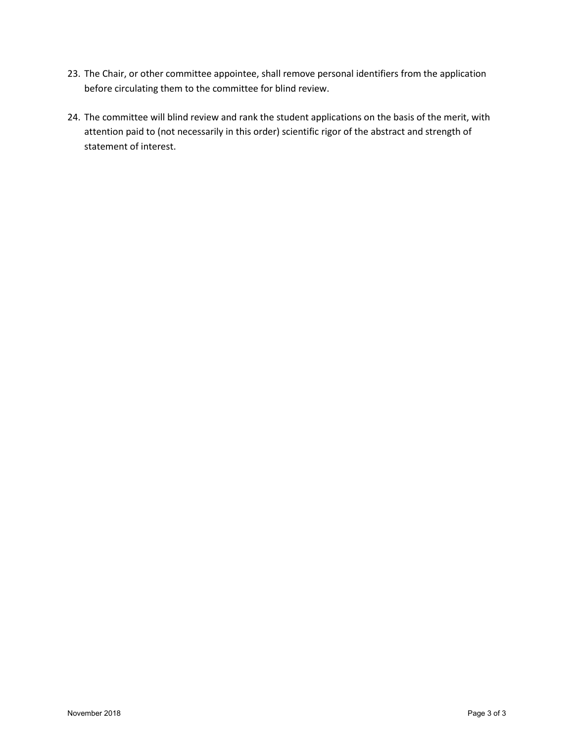23. The Chair, or other committee appointee, shall remove personal identifiers from the application before circulating them to the committee for blind review.

24. The committee will blind review and rank the student applications on the basis of the merit, with attention paid to (not necessarily in this order) scientific rigor of the abstract and strength of statement of interest.